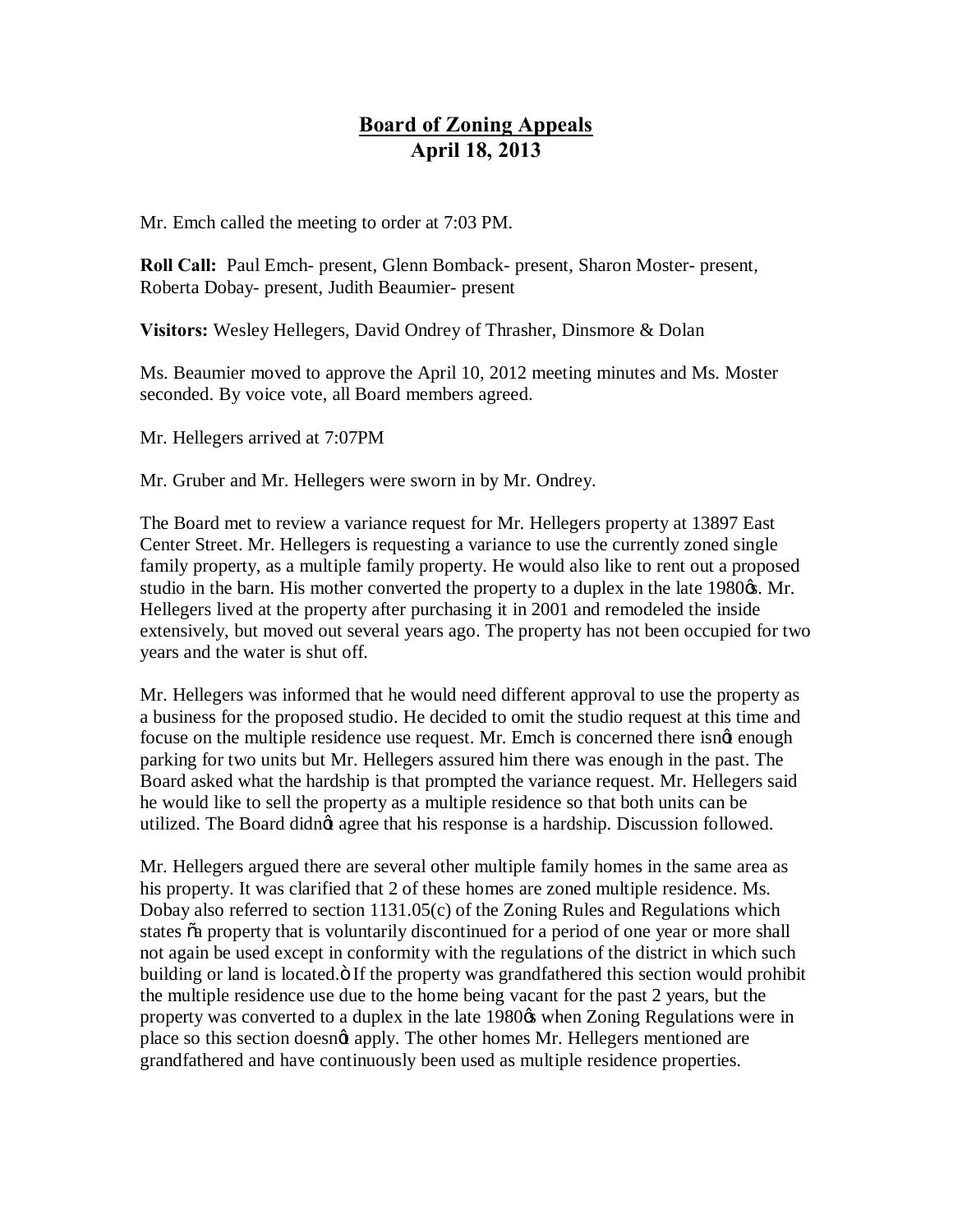# Board of Zoning Appeals
## April 18, 2013

Mr. Emch called the meeting to order at 7:03 PM.

**Roll Call:** Paul Emch- present, Glenn Bomback- present, Sharon Moster- present, Roberta Dobay- present, Judith Beaumier- present

**Visitors:** Wesley Hellegers, David Ondrey of Thrasher, Dinsmore & Dolan

Ms. Beaumier moved to approve the April 10, 2012 meeting minutes and Ms. Moster seconded. By voice vote, all Board members agreed.

Mr. Hellegers arrived at 7:07PM

Mr. Gruber and Mr. Hellegers were sworn in by Mr. Ondrey.

The Board met to review a variance request for Mr. Hellegers property at 13897 East Center Street. Mr. Hellegers is requesting a variance to use the currently zoned single family property, as a multiple family property. He would also like to rent out a proposed studio in the barn. His mother converted the property to a duplex in the late 1980's. Mr. Hellegers lived at the property after purchasing it in 2001 and remodeled the inside extensively, but moved out several years ago. The property has not been occupied for two years and the water is shut off.

Mr. Hellegers was informed that he would need different approval to use the property as a business for the proposed studio. He decided to omit the studio request at this time and focuse on the multiple residence use request. Mr. Emch is concerned there isn't enough parking for two units but Mr. Hellegers assured him there was enough in the past. The Board asked what the hardship is that prompted the variance request. Mr. Hellegers said he would like to sell the property as a multiple residence so that both units can be utilized. The Board didn't agree that his response is a hardship. Discussion followed.

Mr. Hellegers argued there are several other multiple family homes in the same area as his property. It was clarified that 2 of these homes are zoned multiple residence. Ms. Dobay also referred to section 1131.05(c) of the Zoning Rules and Regulations which states "a property that is voluntarily discontinued for a period of one year or more shall not again be used except in conformity with the regulations of the district in which such building or land is located." If the property was grandfathered this section would prohibit the multiple residence use due to the home being vacant for the past 2 years, but the property was converted to a duplex in the late 1980's when Zoning Regulations were in place so this section doesn't apply. The other homes Mr. Hellegers mentioned are grandfathered and have continuously been used as multiple residence properties.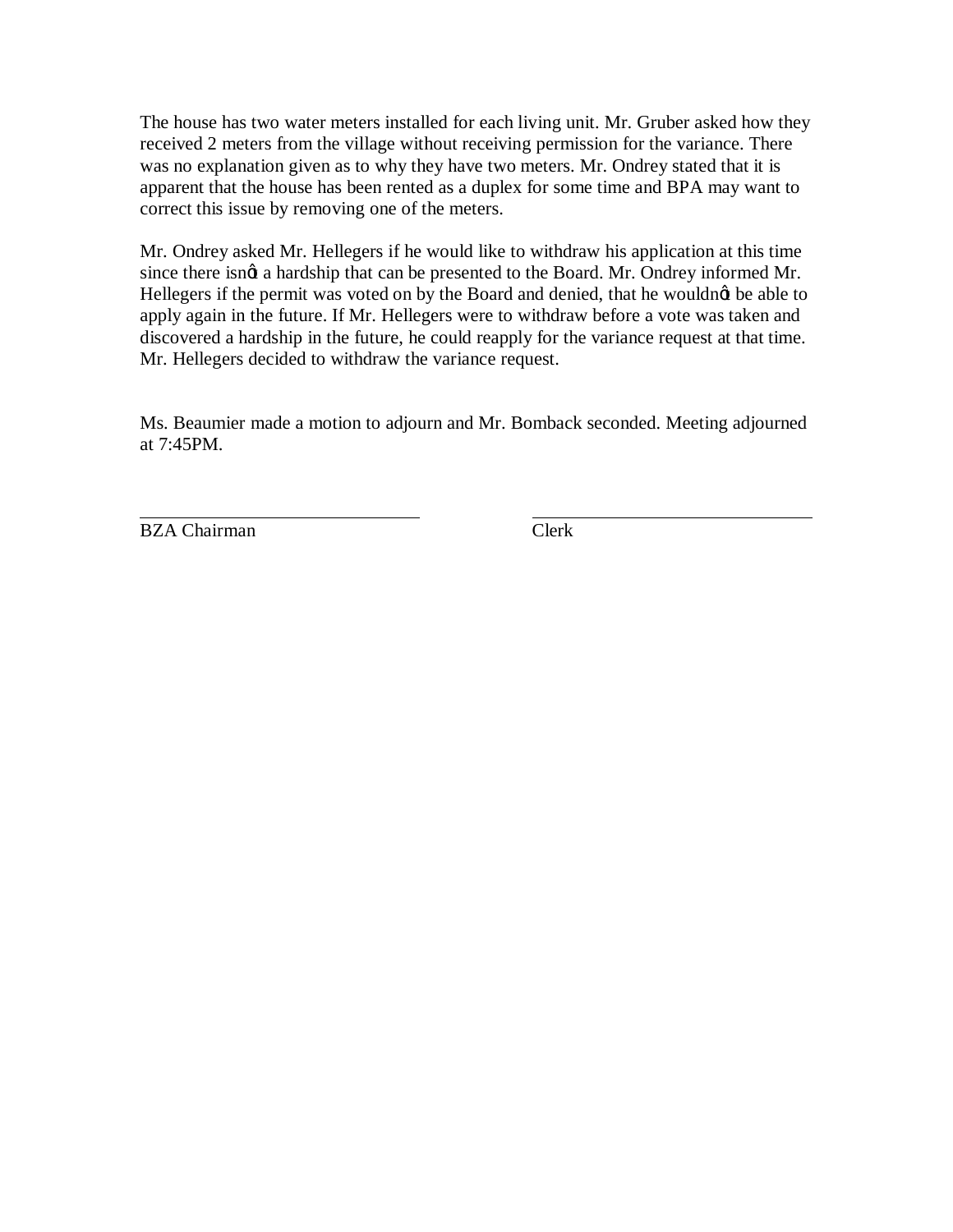The house has two water meters installed for each living unit. Mr. Gruber asked how they received 2 meters from the village without receiving permission for the variance. There was no explanation given as to why they have two meters. Mr. Ondrey stated that it is apparent that the house has been rented as a duplex for some time and BPA may want to correct this issue by removing one of the meters.

Mr. Ondrey asked Mr. Hellegers if he would like to withdraw his application at this time since there isn't a hardship that can be presented to the Board. Mr. Ondrey informed Mr. Hellegers if the permit was voted on by the Board and denied, that he wouldn't be able to apply again in the future. If Mr. Hellegers were to withdraw before a vote was taken and discovered a hardship in the future, he could reapply for the variance request at that time. Mr. Hellegers decided to withdraw the variance request.

Ms. Beaumier made a motion to adjourn and Mr. Bomback seconded. Meeting adjourned at 7:45PM.

\_\_\_\_\_\_\_\_\_\_\_\_\_\_\_\_\_\_\_\_\_\_\_\_\_\_\_\_\_\_ \_\_\_\_\_\_\_\_\_\_\_\_\_\_\_\_\_\_\_\_\_\_\_\_\_\_\_\_\_\_

BZA Chairman Clerk